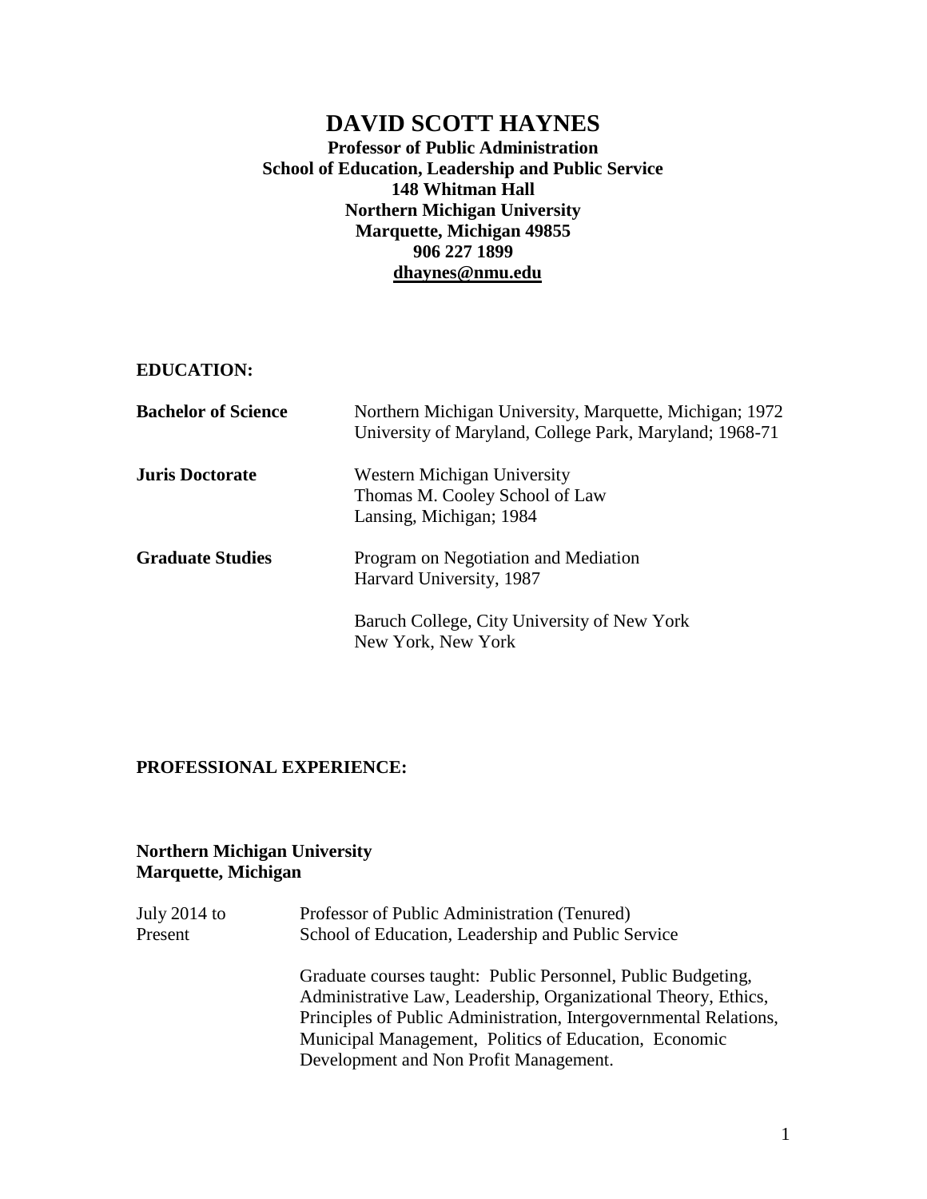# DAVID SCOTT HAYNES

**Professor of Public Administration**
**School of Education, Leadership and Public Service**
**148 Whitman Hall**
**Northern Michigan University**
**Marquette, Michigan 49855**
**906 227 1899**
**dhaynes@nmu.edu**

## EDUCATION:

| | |
|---|---|
| **Bachelor of Science** | Northern Michigan University, Marquette, Michigan; 1972<br>University of Maryland, College Park, Maryland; 1968-71 |
| **Juris Doctorate** | Western Michigan University<br>Thomas M. Cooley School of Law<br>Lansing, Michigan; 1984 |
| **Graduate Studies** | Program on Negotiation and Mediation<br>Harvard University, 1987 |
| | Baruch College, City University of New York<br>New York, New York |

## PROFESSIONAL EXPERIENCE:

### Northern Michigan University
### Marquette, Michigan

| | |
|---|---|
| July 2014 to Present | Professor of Public Administration (Tenured)<br>School of Education, Leadership and Public Service |
| | Graduate courses taught: Public Personnel, Public Budgeting, Administrative Law, Leadership, Organizational Theory, Ethics, Principles of Public Administration, Intergovernmental Relations, Municipal Management, Politics of Education, Economic Development and Non Profit Management. |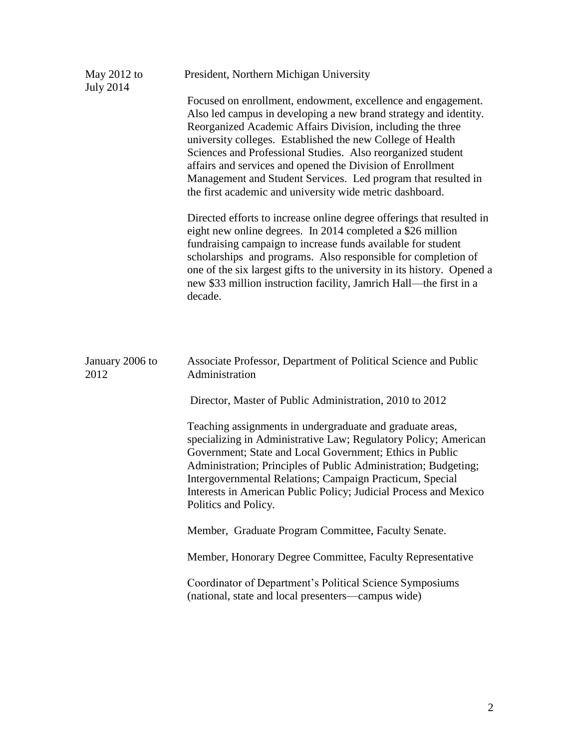May 2012 to July 2014 — President, Northern Michigan University

Focused on enrollment, endowment, excellence and engagement. Also led campus in developing a new brand strategy and identity. Reorganized Academic Affairs Division, including the three university colleges. Established the new College of Health Sciences and Professional Studies. Also reorganized student affairs and services and opened the Division of Enrollment Management and Student Services. Led program that resulted in the first academic and university wide metric dashboard.

Directed efforts to increase online degree offerings that resulted in eight new online degrees. In 2014 completed a $26 million fundraising campaign to increase funds available for student scholarships and programs. Also responsible for completion of one of the six largest gifts to the university in its history. Opened a new $33 million instruction facility, Jamrich Hall—the first in a decade.

January 2006 to 2012 — Associate Professor, Department of Political Science and Public Administration

Director, Master of Public Administration, 2010 to 2012

Teaching assignments in undergraduate and graduate areas, specializing in Administrative Law; Regulatory Policy; American Government; State and Local Government; Ethics in Public Administration; Principles of Public Administration; Budgeting; Intergovernmental Relations; Campaign Practicum, Special Interests in American Public Policy; Judicial Process and Mexico Politics and Policy.

Member, Graduate Program Committee, Faculty Senate.

Member, Honorary Degree Committee, Faculty Representative

Coordinator of Department's Political Science Symposiums (national, state and local presenters—campus wide)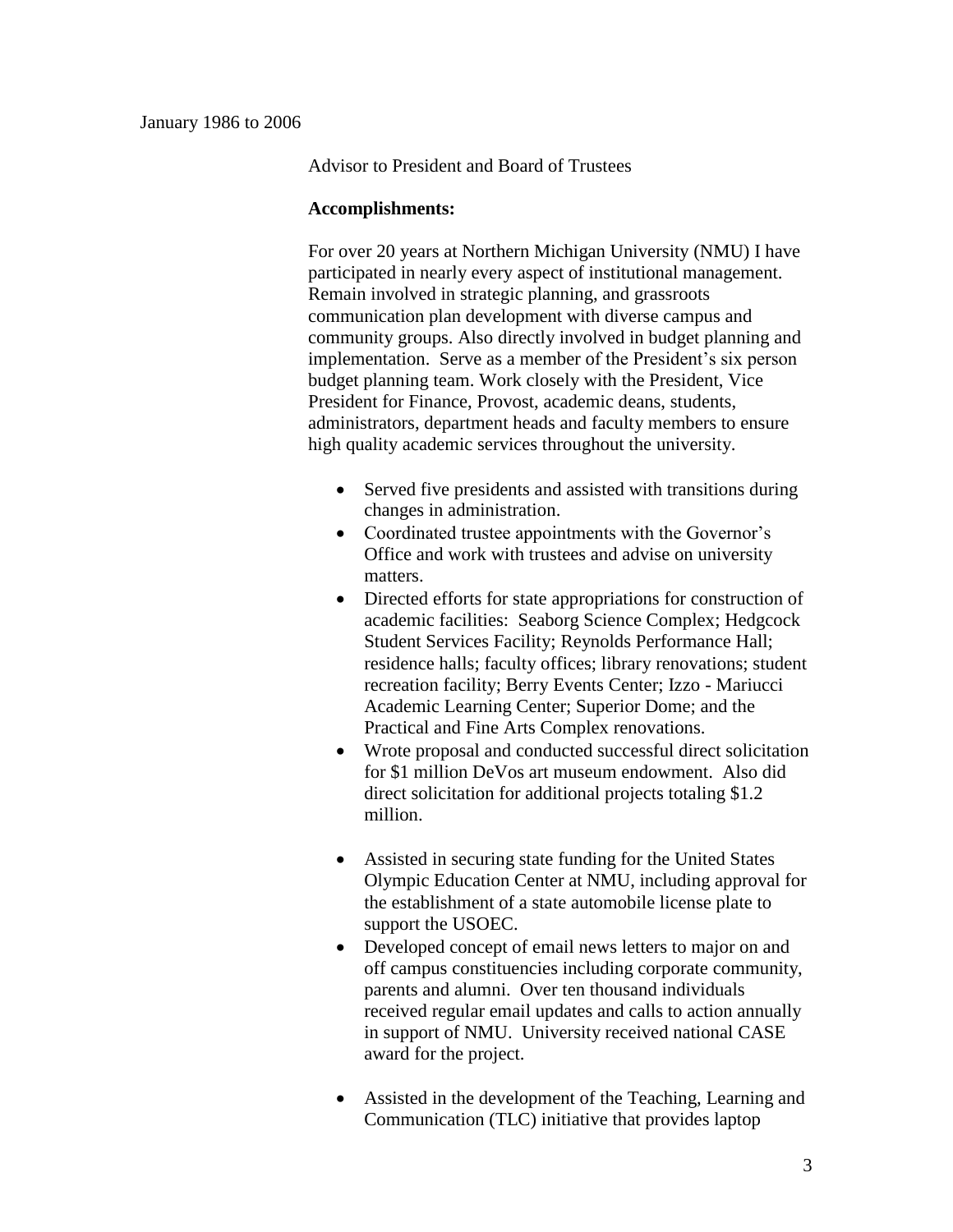January 1986 to 2006

Advisor to President and Board of Trustees

**Accomplishments:**

For over 20 years at Northern Michigan University (NMU) I have participated in nearly every aspect of institutional management. Remain involved in strategic planning, and grassroots communication plan development with diverse campus and community groups. Also directly involved in budget planning and implementation. Serve as a member of the President's six person budget planning team. Work closely with the President, Vice President for Finance, Provost, academic deans, students, administrators, department heads and faculty members to ensure high quality academic services throughout the university.

- Served five presidents and assisted with transitions during changes in administration.
- Coordinated trustee appointments with the Governor's Office and work with trustees and advise on university matters.
- Directed efforts for state appropriations for construction of academic facilities: Seaborg Science Complex; Hedgcock Student Services Facility; Reynolds Performance Hall; residence halls; faculty offices; library renovations; student recreation facility; Berry Events Center; Izzo - Mariucci Academic Learning Center; Superior Dome; and the Practical and Fine Arts Complex renovations.
- Wrote proposal and conducted successful direct solicitation for $1 million DeVos art museum endowment. Also did direct solicitation for additional projects totaling $1.2 million.

- Assisted in securing state funding for the United States Olympic Education Center at NMU, including approval for the establishment of a state automobile license plate to support the USOEC.
- Developed concept of email news letters to major on and off campus constituencies including corporate community, parents and alumni. Over ten thousand individuals received regular email updates and calls to action annually in support of NMU. University received national CASE award for the project.

- Assisted in the development of the Teaching, Learning and Communication (TLC) initiative that provides laptop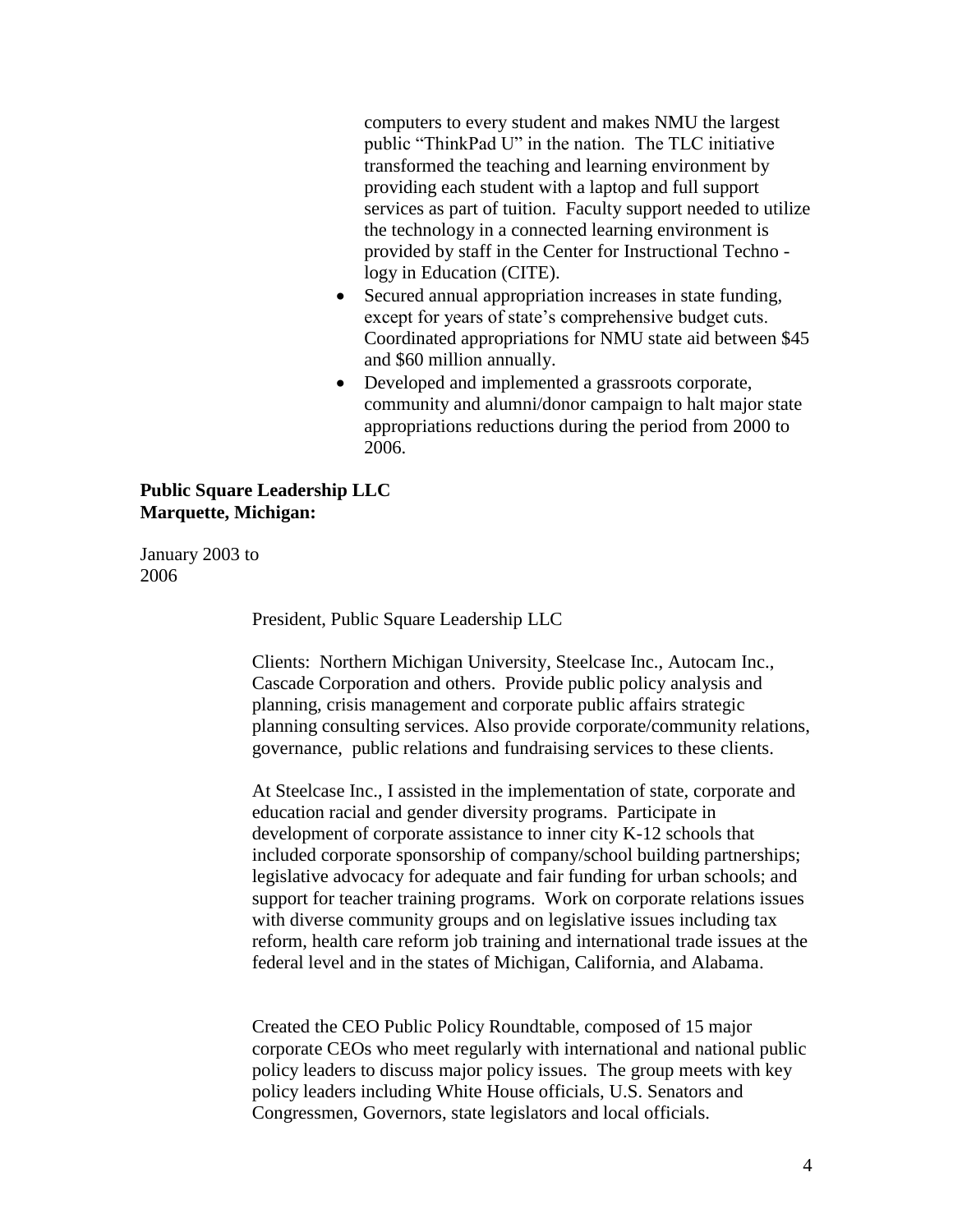computers to every student and makes NMU the largest public "ThinkPad U" in the nation. The TLC initiative transformed the teaching and learning environment by providing each student with a laptop and full support services as part of tuition. Faculty support needed to utilize the technology in a connected learning environment is provided by staff in the Center for Instructional Techno - logy in Education (CITE).

- Secured annual appropriation increases in state funding, except for years of state's comprehensive budget cuts. Coordinated appropriations for NMU state aid between $45 and $60 million annually.
- Developed and implemented a grassroots corporate, community and alumni/donor campaign to halt major state appropriations reductions during the period from 2000 to 2006.

**Public Square Leadership LLC**
**Marquette, Michigan:**

January 2003 to 2006

President, Public Square Leadership LLC

Clients: Northern Michigan University, Steelcase Inc., Autocam Inc., Cascade Corporation and others. Provide public policy analysis and planning, crisis management and corporate public affairs strategic planning consulting services. Also provide corporate/community relations, governance, public relations and fundraising services to these clients.

At Steelcase Inc., I assisted in the implementation of state, corporate and education racial and gender diversity programs. Participate in development of corporate assistance to inner city K-12 schools that included corporate sponsorship of company/school building partnerships; legislative advocacy for adequate and fair funding for urban schools; and support for teacher training programs. Work on corporate relations issues with diverse community groups and on legislative issues including tax reform, health care reform job training and international trade issues at the federal level and in the states of Michigan, California, and Alabama.

Created the CEO Public Policy Roundtable, composed of 15 major corporate CEOs who meet regularly with international and national public policy leaders to discuss major policy issues. The group meets with key policy leaders including White House officials, U.S. Senators and Congressmen, Governors, state legislators and local officials.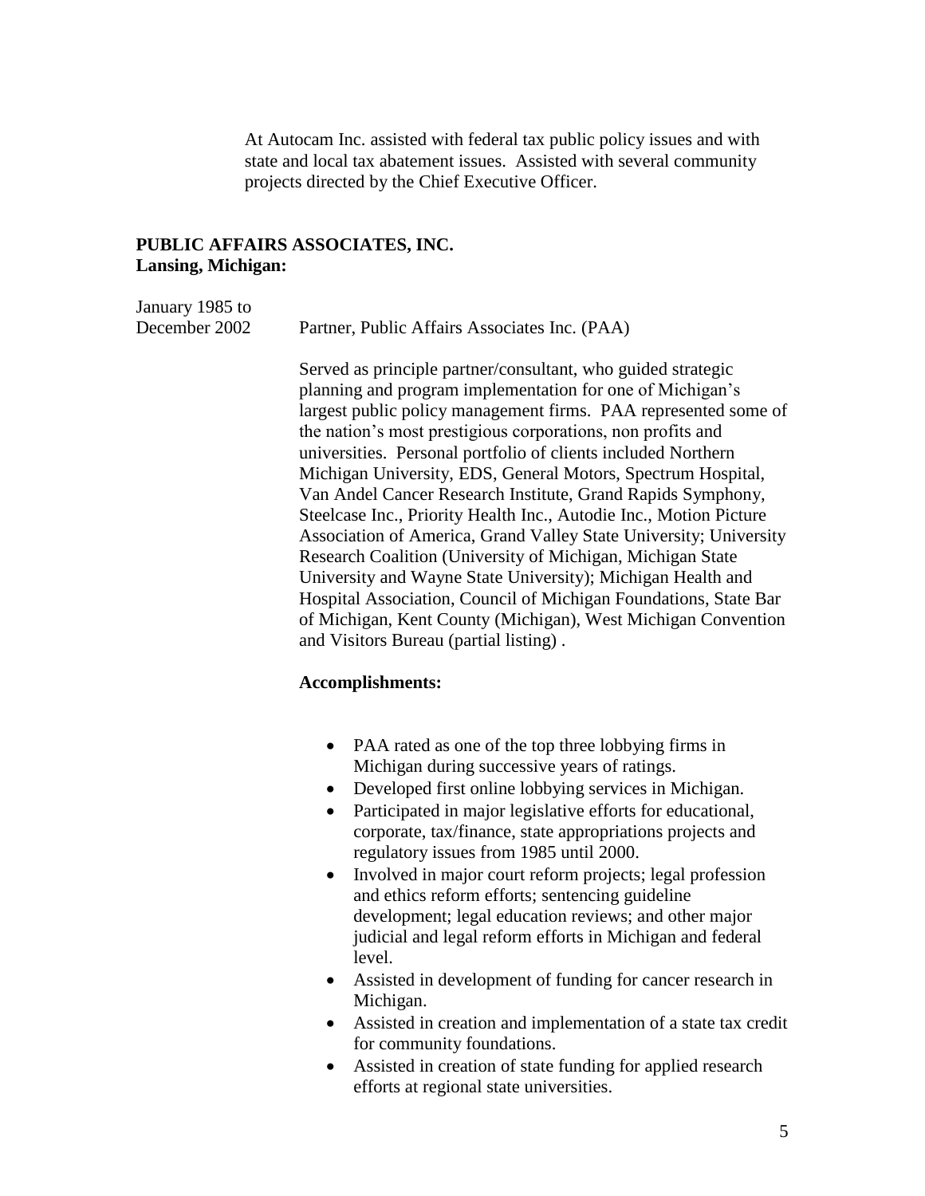At Autocam Inc. assisted with federal tax public policy issues and with state and local tax abatement issues. Assisted with several community projects directed by the Chief Executive Officer.

**PUBLIC AFFAIRS ASSOCIATES, INC.**
**Lansing, Michigan:**

January 1985 to December 2002 — Partner, Public Affairs Associates Inc. (PAA)

Served as principle partner/consultant, who guided strategic planning and program implementation for one of Michigan's largest public policy management firms. PAA represented some of the nation's most prestigious corporations, non profits and universities. Personal portfolio of clients included Northern Michigan University, EDS, General Motors, Spectrum Hospital, Van Andel Cancer Research Institute, Grand Rapids Symphony, Steelcase Inc., Priority Health Inc., Autodie Inc., Motion Picture Association of America, Grand Valley State University; University Research Coalition (University of Michigan, Michigan State University and Wayne State University); Michigan Health and Hospital Association, Council of Michigan Foundations, State Bar of Michigan, Kent County (Michigan), West Michigan Convention and Visitors Bureau (partial listing) .

**Accomplishments:**

- PAA rated as one of the top three lobbying firms in Michigan during successive years of ratings.
- Developed first online lobbying services in Michigan.
- Participated in major legislative efforts for educational, corporate, tax/finance, state appropriations projects and regulatory issues from 1985 until 2000.
- Involved in major court reform projects; legal profession and ethics reform efforts; sentencing guideline development; legal education reviews; and other major judicial and legal reform efforts in Michigan and federal level.
- Assisted in development of funding for cancer research in Michigan.
- Assisted in creation and implementation of a state tax credit for community foundations.
- Assisted in creation of state funding for applied research efforts at regional state universities.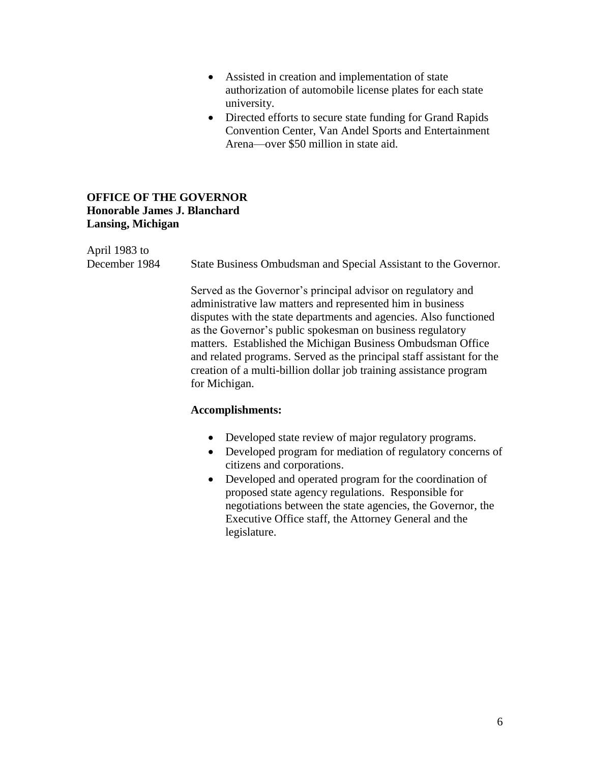- Assisted in creation and implementation of state authorization of automobile license plates for each state university.
- Directed efforts to secure state funding for Grand Rapids Convention Center, Van Andel Sports and Entertainment Arena—over $50 million in state aid.

**OFFICE OF THE GOVERNOR**
**Honorable James J. Blanchard**
**Lansing, Michigan**

April 1983 to December 1984

State Business Ombudsman and Special Assistant to the Governor.

Served as the Governor's principal advisor on regulatory and administrative law matters and represented him in business disputes with the state departments and agencies. Also functioned as the Governor's public spokesman on business regulatory matters. Established the Michigan Business Ombudsman Office and related programs. Served as the principal staff assistant for the creation of a multi-billion dollar job training assistance program for Michigan.

**Accomplishments:**

- Developed state review of major regulatory programs.
- Developed program for mediation of regulatory concerns of citizens and corporations.
- Developed and operated program for the coordination of proposed state agency regulations. Responsible for negotiations between the state agencies, the Governor, the Executive Office staff, the Attorney General and the legislature.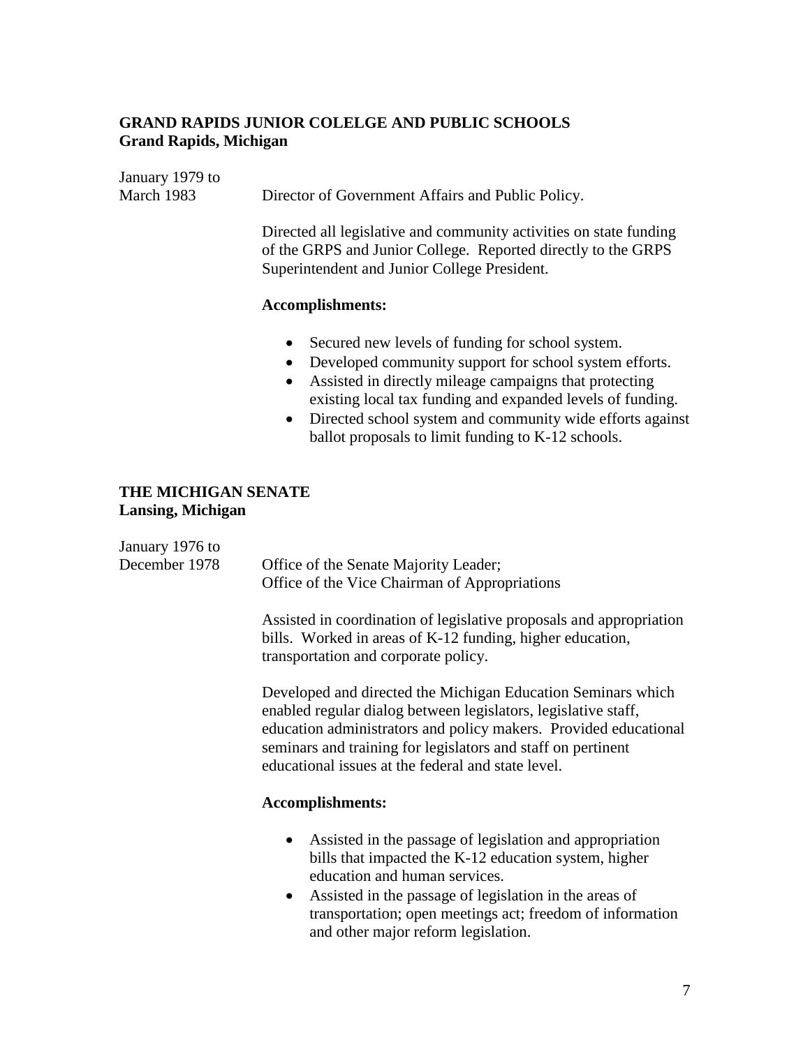**GRAND RAPIDS JUNIOR COLELGE AND PUBLIC SCHOOLS**
**Grand Rapids, Michigan**

January 1979 to March 1983 — Director of Government Affairs and Public Policy.

Directed all legislative and community activities on state funding of the GRPS and Junior College. Reported directly to the GRPS Superintendent and Junior College President.

**Accomplishments:**

- Secured new levels of funding for school system.
- Developed community support for school system efforts.
- Assisted in directly mileage campaigns that protecting existing local tax funding and expanded levels of funding.
- Directed school system and community wide efforts against ballot proposals to limit funding to K-12 schools.

**THE MICHIGAN SENATE**
**Lansing, Michigan**

January 1976 to December 1978 — Office of the Senate Majority Leader; Office of the Vice Chairman of Appropriations

Assisted in coordination of legislative proposals and appropriation bills. Worked in areas of K-12 funding, higher education, transportation and corporate policy.

Developed and directed the Michigan Education Seminars which enabled regular dialog between legislators, legislative staff, education administrators and policy makers. Provided educational seminars and training for legislators and staff on pertinent educational issues at the federal and state level.

**Accomplishments:**

- Assisted in the passage of legislation and appropriation bills that impacted the K-12 education system, higher education and human services.
- Assisted in the passage of legislation in the areas of transportation; open meetings act; freedom of information and other major reform legislation.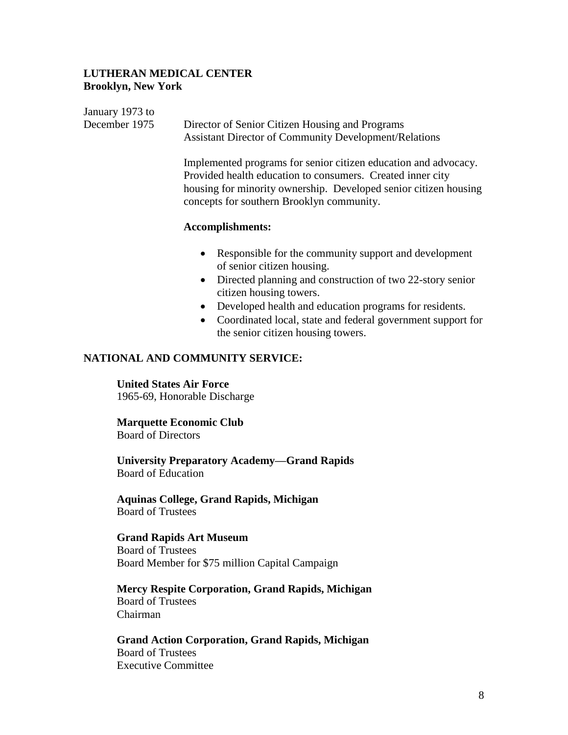**LUTHERAN MEDICAL CENTER**
**Brooklyn, New York**

January 1973 to December 1975

Director of Senior Citizen Housing and Programs
Assistant Director of Community Development/Relations

Implemented programs for senior citizen education and advocacy. Provided health education to consumers. Created inner city housing for minority ownership. Developed senior citizen housing concepts for southern Brooklyn community.

**Accomplishments:**

- Responsible for the community support and development of senior citizen housing.
- Directed planning and construction of two 22-story senior citizen housing towers.
- Developed health and education programs for residents.
- Coordinated local, state and federal government support for the senior citizen housing towers.

## NATIONAL AND COMMUNITY SERVICE:

**United States Air Force**
1965-69, Honorable Discharge

**Marquette Economic Club**
Board of Directors

**University Preparatory Academy—Grand Rapids**
Board of Education

**Aquinas College, Grand Rapids, Michigan**
Board of Trustees

**Grand Rapids Art Museum**
Board of Trustees
Board Member for $75 million Capital Campaign

**Mercy Respite Corporation, Grand Rapids, Michigan**
Board of Trustees
Chairman

**Grand Action Corporation, Grand Rapids, Michigan**
Board of Trustees
Executive Committee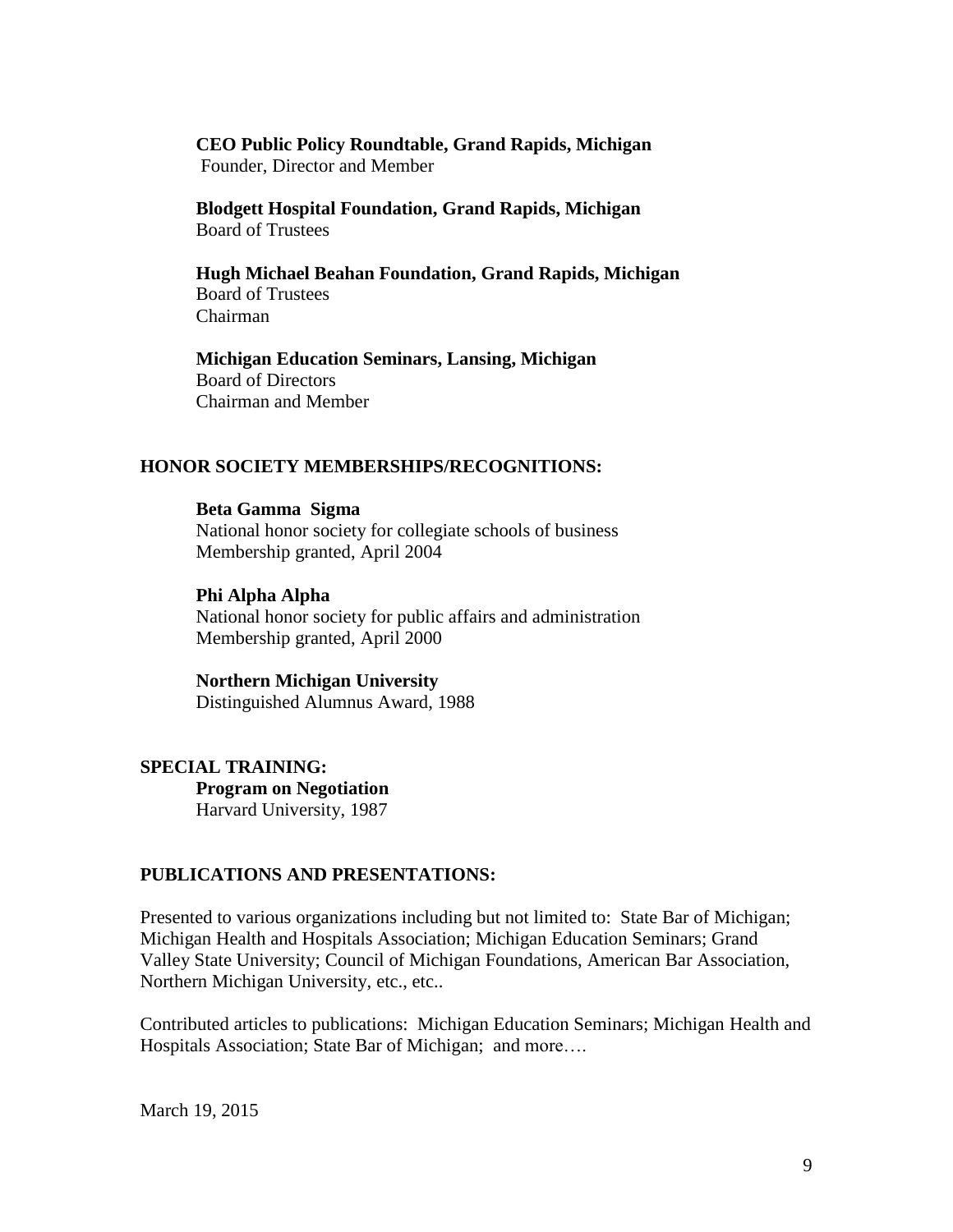**CEO Public Policy Roundtable, Grand Rapids, Michigan**
Founder, Director and Member

**Blodgett Hospital Foundation, Grand Rapids, Michigan**
Board of Trustees

**Hugh Michael Beahan Foundation, Grand Rapids, Michigan**
Board of Trustees
Chairman

**Michigan Education Seminars, Lansing, Michigan**
Board of Directors
Chairman and Member

## HONOR SOCIETY MEMBERSHIPS/RECOGNITIONS:

**Beta Gamma Sigma**
National honor society for collegiate schools of business
Membership granted, April 2004

**Phi Alpha Alpha**
National honor society for public affairs and administration
Membership granted, April 2000

**Northern Michigan University**
Distinguished Alumnus Award, 1988

## SPECIAL TRAINING:

**Program on Negotiation**
Harvard University, 1987

## PUBLICATIONS AND PRESENTATIONS:

Presented to various organizations including but not limited to: State Bar of Michigan; Michigan Health and Hospitals Association; Michigan Education Seminars; Grand Valley State University; Council of Michigan Foundations, American Bar Association, Northern Michigan University, etc., etc..

Contributed articles to publications: Michigan Education Seminars; Michigan Health and Hospitals Association; State Bar of Michigan; and more….

March 19, 2015